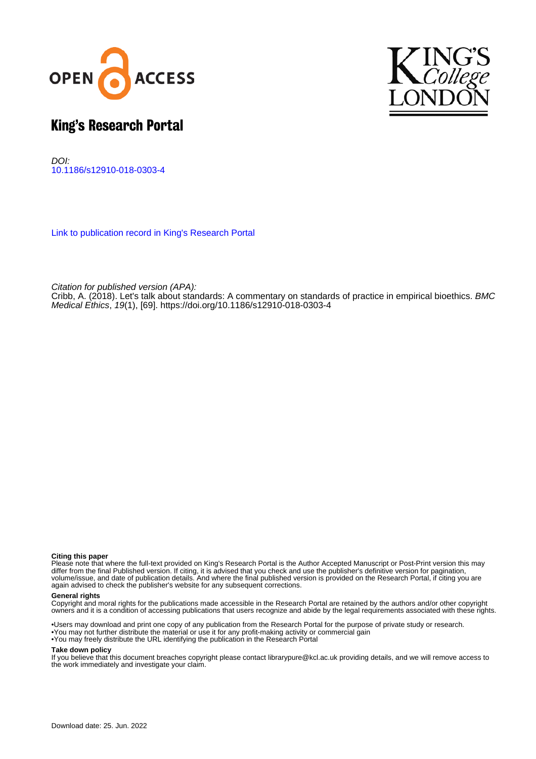# King's Research Portal

*DOI:*
10.1186/s12910-018-0303-4

Link to publication record in King's Research Portal

*Citation for published version (APA):*
Cribb, A. (2018). Let's talk about standards: A commentary on standards of practice in empirical bioethics. *BMC Medical Ethics*, *19*(1), [69]. https://doi.org/10.1186/s12910-018-0303-4

**Citing this paper**
Please note that where the full-text provided on King's Research Portal is the Author Accepted Manuscript or Post-Print version this may differ from the final Published version. If citing, it is advised that you check and use the publisher's definitive version for pagination, volume/issue, and date of publication details. And where the final published version is provided on the Research Portal, if citing you are again advised to check the publisher's website for any subsequent corrections.

**General rights**
Copyright and moral rights for the publications made accessible in the Research Portal are retained by the authors and/or other copyright owners and it is a condition of accessing publications that users recognize and abide by the legal requirements associated with these rights.

•Users may download and print one copy of any publication from the Research Portal for the purpose of private study or research.
•You may not further distribute the material or use it for any profit-making activity or commercial gain
•You may freely distribute the URL identifying the publication in the Research Portal

**Take down policy**
If you believe that this document breaches copyright please contact librarypure@kcl.ac.uk providing details, and we will remove access to the work immediately and investigate your claim.

Download date: 25. Jun. 2022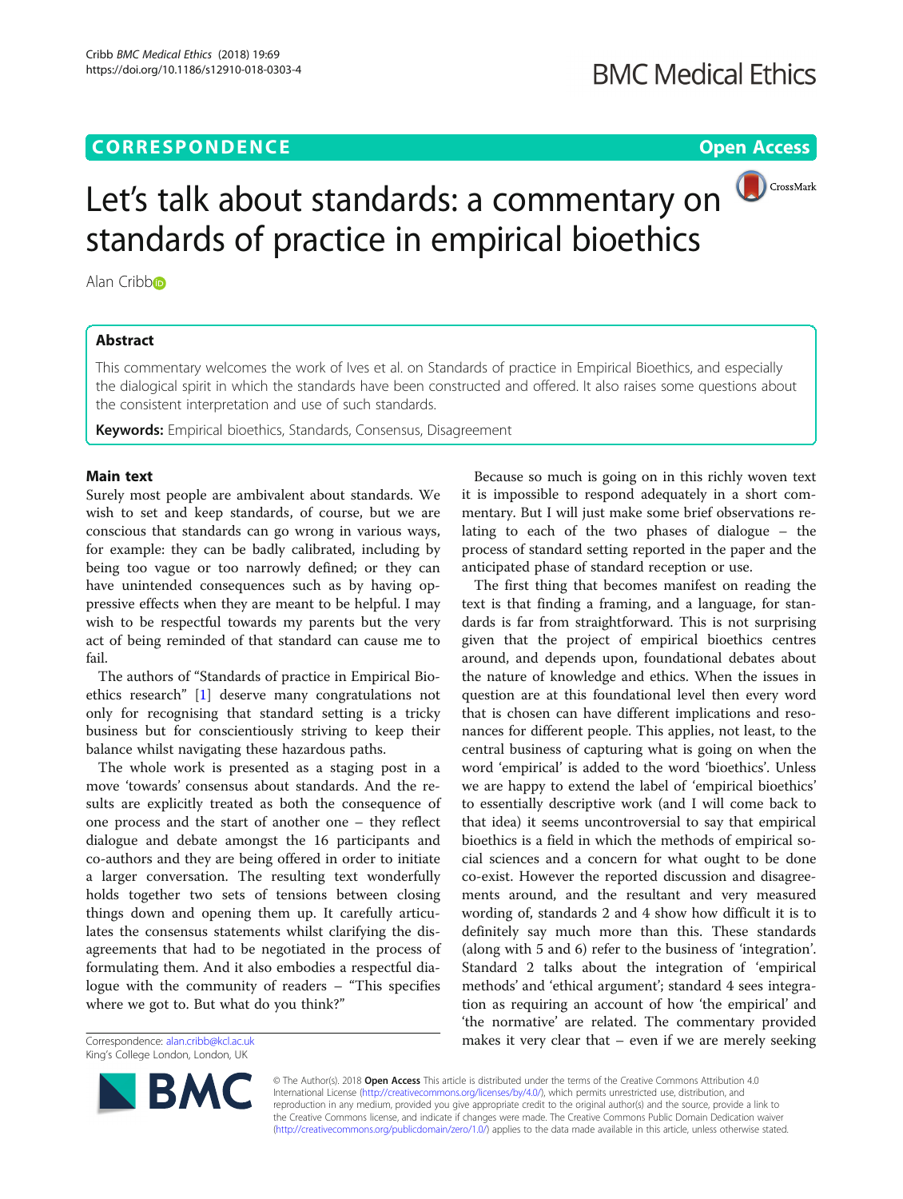# Let's talk about standards: a commentary on standards of practice in empirical bioethics

Alan Cribb

## Abstract

This commentary welcomes the work of Ives et al. on Standards of practice in Empirical Bioethics, and especially the dialogical spirit in which the standards have been constructed and offered. It also raises some questions about the consistent interpretation and use of such standards.

**Keywords:** Empirical bioethics, Standards, Consensus, Disagreement

## Main text

Surely most people are ambivalent about standards. We wish to set and keep standards, of course, but we are conscious that standards can go wrong in various ways, for example: they can be badly calibrated, including by being too vague or too narrowly defined; or they can have unintended consequences such as by having oppressive effects when they are meant to be helpful. I may wish to be respectful towards my parents but the very act of being reminded of that standard can cause me to fail.

The authors of "Standards of practice in Empirical Bioethics research" [1] deserve many congratulations not only for recognising that standard setting is a tricky business but for conscientiously striving to keep their balance whilst navigating these hazardous paths.

The whole work is presented as a staging post in a move 'towards' consensus about standards. And the results are explicitly treated as both the consequence of one process and the start of another one – they reflect dialogue and debate amongst the 16 participants and co-authors and they are being offered in order to initiate a larger conversation. The resulting text wonderfully holds together two sets of tensions between closing things down and opening them up. It carefully articulates the consensus statements whilst clarifying the disagreements that had to be negotiated in the process of formulating them. And it also embodies a respectful dialogue with the community of readers – "This specifies where we got to. But what do you think?"

Because so much is going on in this richly woven text it is impossible to respond adequately in a short commentary. But I will just make some brief observations relating to each of the two phases of dialogue – the process of standard setting reported in the paper and the anticipated phase of standard reception or use.

The first thing that becomes manifest on reading the text is that finding a framing, and a language, for standards is far from straightforward. This is not surprising given that the project of empirical bioethics centres around, and depends upon, foundational debates about the nature of knowledge and ethics. When the issues in question are at this foundational level then every word that is chosen can have different implications and resonances for different people. This applies, not least, to the central business of capturing what is going on when the word 'empirical' is added to the word 'bioethics'. Unless we are happy to extend the label of 'empirical bioethics' to essentially descriptive work (and I will come back to that idea) it seems uncontroversial to say that empirical bioethics is a field in which the methods of empirical social sciences and a concern for what ought to be done co-exist. However the reported discussion and disagreements around, and the resultant and very measured wording of, standards 2 and 4 show how difficult it is to definitely say much more than this. These standards (along with 5 and 6) refer to the business of 'integration'. Standard 2 talks about the integration of 'empirical methods' and 'ethical argument'; standard 4 sees integration as requiring an account of how 'the empirical' and 'the normative' are related. The commentary provided makes it very clear that – even if we are merely seeking

Correspondence: alan.cribb@kcl.ac.uk
King's College London, London, UK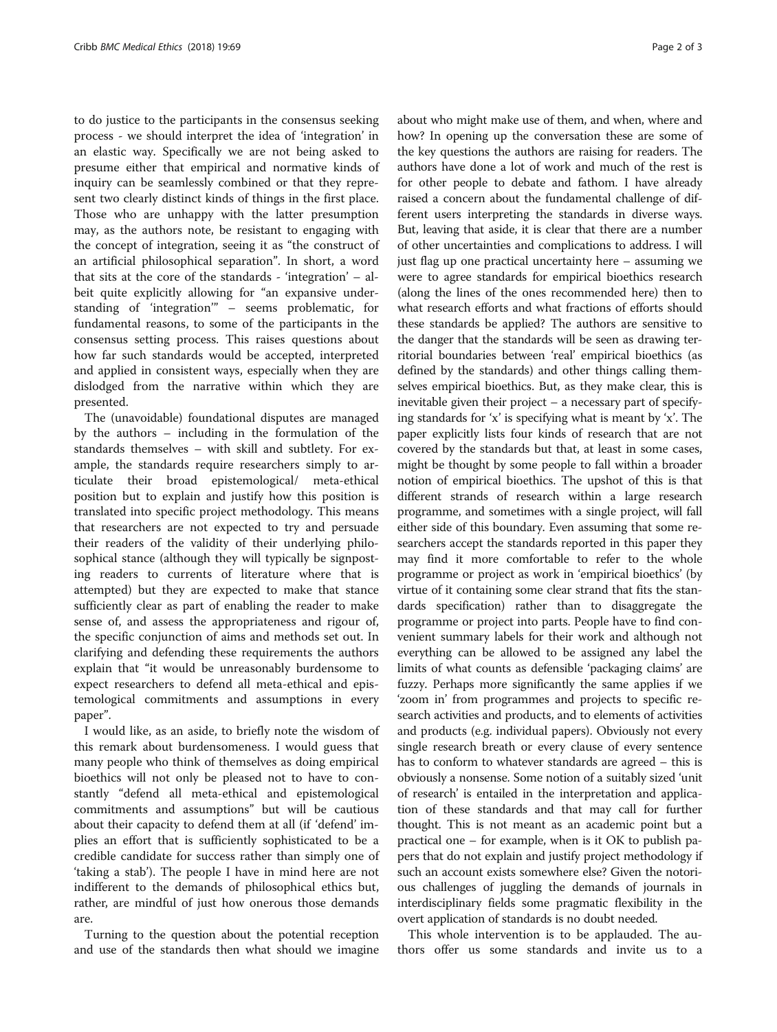to do justice to the participants in the consensus seeking process - we should interpret the idea of 'integration' in an elastic way. Specifically we are not being asked to presume either that empirical and normative kinds of inquiry can be seamlessly combined or that they represent two clearly distinct kinds of things in the first place. Those who are unhappy with the latter presumption may, as the authors note, be resistant to engaging with the concept of integration, seeing it as "the construct of an artificial philosophical separation". In short, a word that sits at the core of the standards - 'integration' – albeit quite explicitly allowing for "an expansive understanding of 'integration'" – seems problematic, for fundamental reasons, to some of the participants in the consensus setting process. This raises questions about how far such standards would be accepted, interpreted and applied in consistent ways, especially when they are dislodged from the narrative within which they are presented.

The (unavoidable) foundational disputes are managed by the authors – including in the formulation of the standards themselves – with skill and subtlety. For example, the standards require researchers simply to articulate their broad epistemological/ meta-ethical position but to explain and justify how this position is translated into specific project methodology. This means that researchers are not expected to try and persuade their readers of the validity of their underlying philosophical stance (although they will typically be signposting readers to currents of literature where that is attempted) but they are expected to make that stance sufficiently clear as part of enabling the reader to make sense of, and assess the appropriateness and rigour of, the specific conjunction of aims and methods set out. In clarifying and defending these requirements the authors explain that "it would be unreasonably burdensome to expect researchers to defend all meta-ethical and epistemological commitments and assumptions in every paper".

I would like, as an aside, to briefly note the wisdom of this remark about burdensomeness. I would guess that many people who think of themselves as doing empirical bioethics will not only be pleased not to have to constantly "defend all meta-ethical and epistemological commitments and assumptions" but will be cautious about their capacity to defend them at all (if 'defend' implies an effort that is sufficiently sophisticated to be a credible candidate for success rather than simply one of 'taking a stab'). The people I have in mind here are not indifferent to the demands of philosophical ethics but, rather, are mindful of just how onerous those demands are.

Turning to the question about the potential reception and use of the standards then what should we imagine about who might make use of them, and when, where and how? In opening up the conversation these are some of the key questions the authors are raising for readers. The authors have done a lot of work and much of the rest is for other people to debate and fathom. I have already raised a concern about the fundamental challenge of different users interpreting the standards in diverse ways. But, leaving that aside, it is clear that there are a number of other uncertainties and complications to address. I will just flag up one practical uncertainty here – assuming we were to agree standards for empirical bioethics research (along the lines of the ones recommended here) then to what research efforts and what fractions of efforts should these standards be applied? The authors are sensitive to the danger that the standards will be seen as drawing territorial boundaries between 'real' empirical bioethics (as defined by the standards) and other things calling themselves empirical bioethics. But, as they make clear, this is inevitable given their project – a necessary part of specifying standards for 'x' is specifying what is meant by 'x'. The paper explicitly lists four kinds of research that are not covered by the standards but that, at least in some cases, might be thought by some people to fall within a broader notion of empirical bioethics. The upshot of this is that different strands of research within a large research programme, and sometimes with a single project, will fall either side of this boundary. Even assuming that some researchers accept the standards reported in this paper they may find it more comfortable to refer to the whole programme or project as work in 'empirical bioethics' (by virtue of it containing some clear strand that fits the standards specification) rather than to disaggregate the programme or project into parts. People have to find convenient summary labels for their work and although not everything can be allowed to be assigned any label the limits of what counts as defensible 'packaging claims' are fuzzy. Perhaps more significantly the same applies if we 'zoom in' from programmes and projects to specific research activities and products, and to elements of activities and products (e.g. individual papers). Obviously not every single research breath or every clause of every sentence has to conform to whatever standards are agreed – this is obviously a nonsense. Some notion of a suitably sized 'unit of research' is entailed in the interpretation and application of these standards and that may call for further thought. This is not meant as an academic point but a practical one – for example, when is it OK to publish papers that do not explain and justify project methodology if such an account exists somewhere else? Given the notorious challenges of juggling the demands of journals in interdisciplinary fields some pragmatic flexibility in the overt application of standards is no doubt needed.

This whole intervention is to be applauded. The authors offer us some standards and invite us to a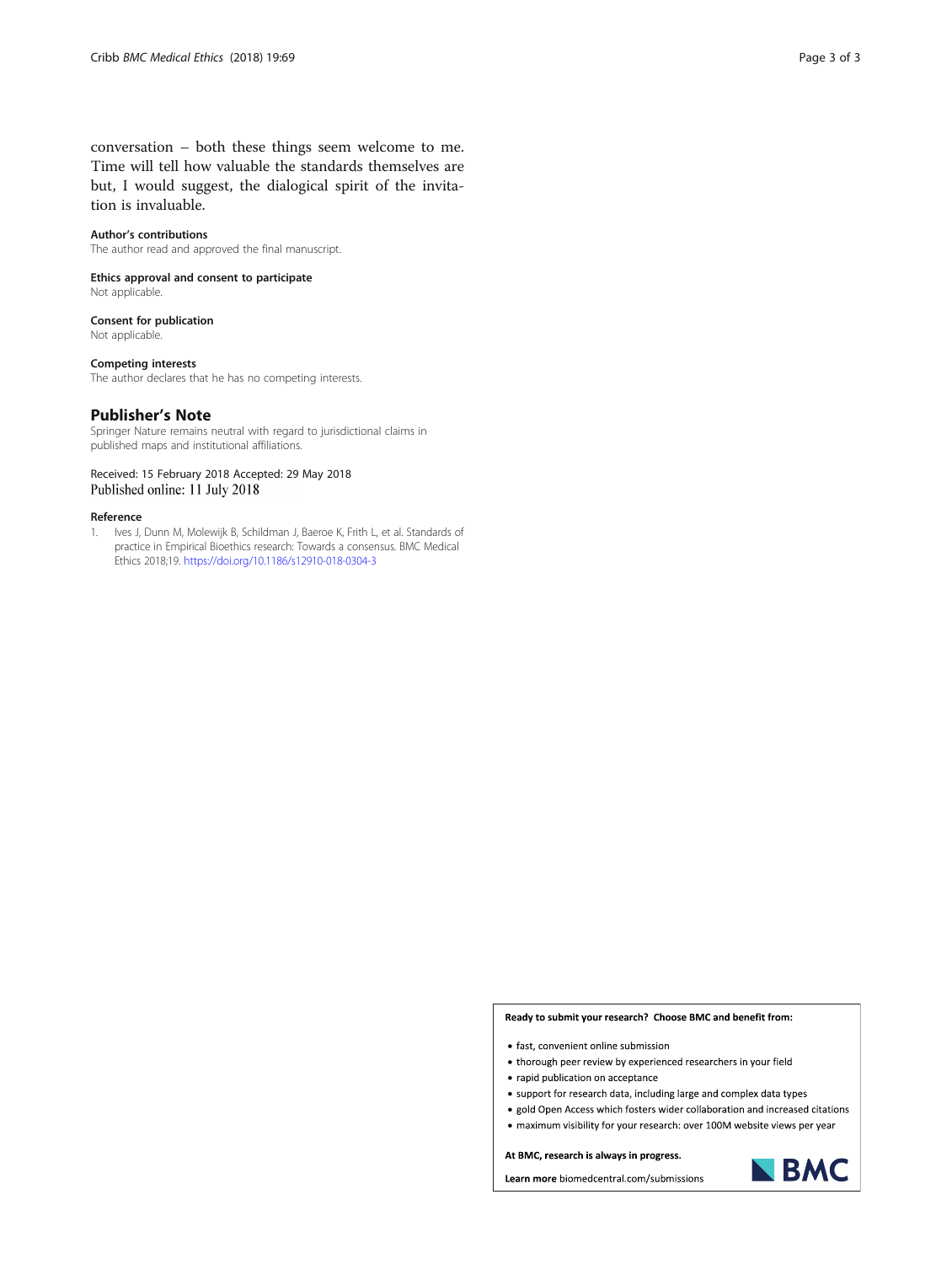conversation – both these things seem welcome to me. Time will tell how valuable the standards themselves are but, I would suggest, the dialogical spirit of the invitation is invaluable.

#### Author's contributions
The author read and approved the final manuscript.

#### Ethics approval and consent to participate
Not applicable.

#### Consent for publication
Not applicable.

#### Competing interests
The author declares that he has no competing interests.

### Publisher's Note
Springer Nature remains neutral with regard to jurisdictional claims in published maps and institutional affiliations.

Received: 15 February 2018 Accepted: 29 May 2018
Published online: 11 July 2018

#### Reference
1. Ives J, Dunn M, Molewijk B, Schildman J, Baeroe K, Frith L, et al. Standards of practice in Empirical Bioethics research: Towards a consensus. BMC Medical Ethics 2018;19. https://doi.org/10.1186/s12910-018-0304-3

**Ready to submit your research? Choose BMC and benefit from:**

- fast, convenient online submission
- thorough peer review by experienced researchers in your field
- rapid publication on acceptance
- support for research data, including large and complex data types
- gold Open Access which fosters wider collaboration and increased citations
- maximum visibility for your research: over 100M website views per year

**At BMC, research is always in progress.**

**Learn more** biomedcentral.com/submissions

BMC